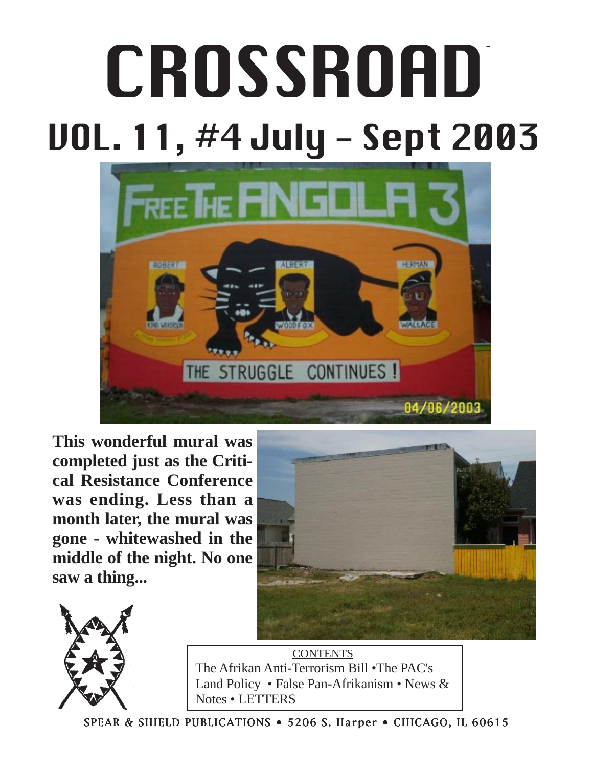# CROSSROAD

## VOL. 11, #4 July - Sept 2003

**This wonderful mural was completed just as the Critical Resistance Conference was ending. Less than a month later, the mural was gone - whitewashed in the middle of the night. No one saw a thing...**

CONTENTS

The Afrikan Anti-Terrorism Bill •The PAC's Land Policy • False Pan-Afrikanism • News & Notes • LETTERS

SPEAR & SHIELD PUBLICATIONS • 5206 S. Harper • CHICAGO, IL 60615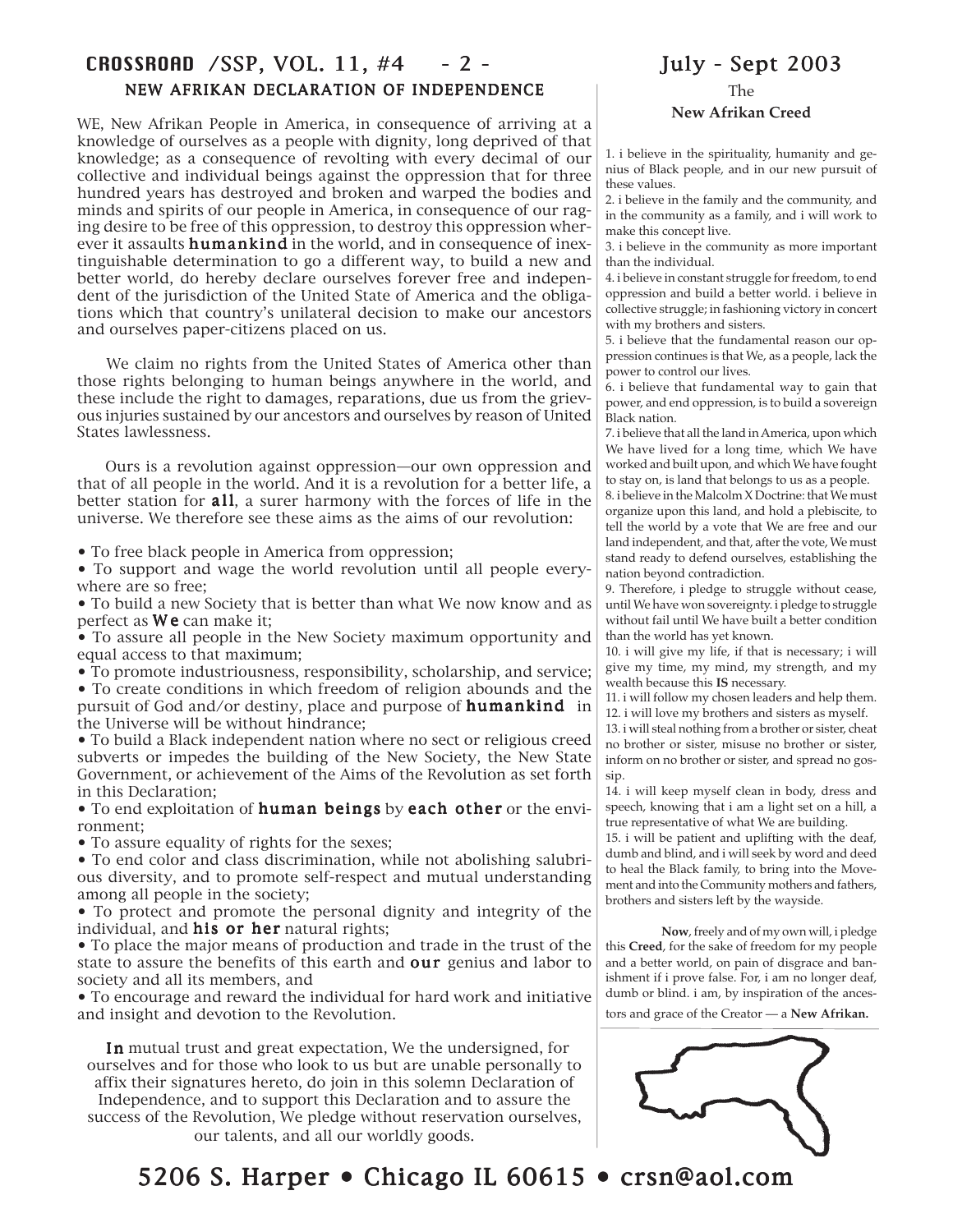## NEW AFRIKAN DECLARATION OF INDEPENDENCE

WE, New Afrikan People in America, in consequence of arriving at a knowledge of ourselves as a people with dignity, long deprived of that knowledge; as a consequence of revolting with every decimal of our collective and individual beings against the oppression that for three hundred years has destroyed and broken and warped the bodies and minds and spirits of our people in America, in consequence of our raging desire to be free of this oppression, to destroy this oppression wherever it assaults **humankind** in the world, and in consequence of inextinguishable determination to go a different way, to build a new and better world, do hereby declare ourselves forever free and independent of the jurisdiction of the United State of America and the obligations which that country's unilateral decision to make our ancestors and ourselves paper-citizens placed on us.

We claim no rights from the United States of America other than those rights belonging to human beings anywhere in the world, and these include the right to damages, reparations, due us from the grievous injuries sustained by our ancestors and ourselves by reason of United States lawlessness.

Ours is a revolution against oppression—our own oppression and that of all people in the world. And it is a revolution for a better life, a better station for **all**, a surer harmony with the forces of life in the universe. We therefore see these aims as the aims of our revolution:

- To free black people in America from oppression;
- To support and wage the world revolution until all people everywhere are so free;
- To build a new Society that is better than what We now know and as perfect as **We** can make it;
- To assure all people in the New Society maximum opportunity and equal access to that maximum;
- To promote industriousness, responsibility, scholarship, and service;
- To create conditions in which freedom of religion abounds and the pursuit of God and/or destiny, place and purpose of **humankind** in the Universe will be without hindrance;
- To build a Black independent nation where no sect or religious creed subverts or impedes the building of the New Society, the New State Government, or achievement of the Aims of the Revolution as set forth in this Declaration;
- To end exploitation of **human beings** by **each other** or the environment;
- To assure equality of rights for the sexes;
- To end color and class discrimination, while not abolishing salubrious diversity, and to promote self-respect and mutual understanding among all people in the society;
- To protect and promote the personal dignity and integrity of the individual, and **his or her** natural rights;
- To place the major means of production and trade in the trust of the state to assure the benefits of this earth and **our** genius and labor to society and all its members, and
- To encourage and reward the individual for hard work and initiative and insight and devotion to the Revolution.

**In** mutual trust and great expectation, We the undersigned, for ourselves and for those who look to us but are unable personally to affix their signatures hereto, do join in this solemn Declaration of Independence, and to support this Declaration and to assure the success of the Revolution, We pledge without reservation ourselves, our talents, and all our worldly goods.

## The New Afrikan Creed

1. i believe in the spirituality, humanity and genius of Black people, and in our new pursuit of these values.
2. i believe in the family and the community, and in the community as a family, and i will work to make this concept live.
3. i believe in the community as more important than the individual.
4. i believe in constant struggle for freedom, to end oppression and build a better world. i believe in collective struggle; in fashioning victory in concert with my brothers and sisters.
5. i believe that the fundamental reason our oppression continues is that We, as a people, lack the power to control our lives.
6. i believe that fundamental way to gain that power, and end oppression, is to build a sovereign Black nation.
7. i believe that all the land in America, upon which We have lived for a long time, which We have worked and built upon, and which We have fought to stay on, is land that belongs to us as a people.
8. i believe in the Malcolm X Doctrine: that We must organize upon this land, and hold a plebiscite, to tell the world by a vote that We are free and our land independent, and that, after the vote, We must stand ready to defend ourselves, establishing the nation beyond contradiction.
9. Therefore, i pledge to struggle without cease, until We have won sovereignty. i pledge to struggle without fail until We have built a better condition than the world has yet known.
10. i will give my life, if that is necessary; i will give my time, my mind, my strength, and my wealth because this **IS** necessary.
11. i will follow my chosen leaders and help them.
12. i will love my brothers and sisters as myself.
13. i will steal nothing from a brother or sister, cheat no brother or sister, misuse no brother or sister, inform on no brother or sister, and spread no gossip.
14. i will keep myself clean in body, dress and speech, knowing that i am a light set on a hill, a true representative of what We are building.
15. i will be patient and uplifting with the deaf, dumb and blind, and i will seek by word and deed to heal the Black family, to bring into the Movement and into the Community mothers and fathers, brothers and sisters left by the wayside.

**Now**, freely and of my own will, i pledge this **Creed**, for the sake of freedom for my people and a better world, on pain of disgrace and banishment if i prove false. For, i am no longer deaf, dumb or blind. i am, by inspiration of the ancestors and grace of the Creator — a **New Afrikan.**

5206 S. Harper • Chicago IL 60615 • crsn@aol.com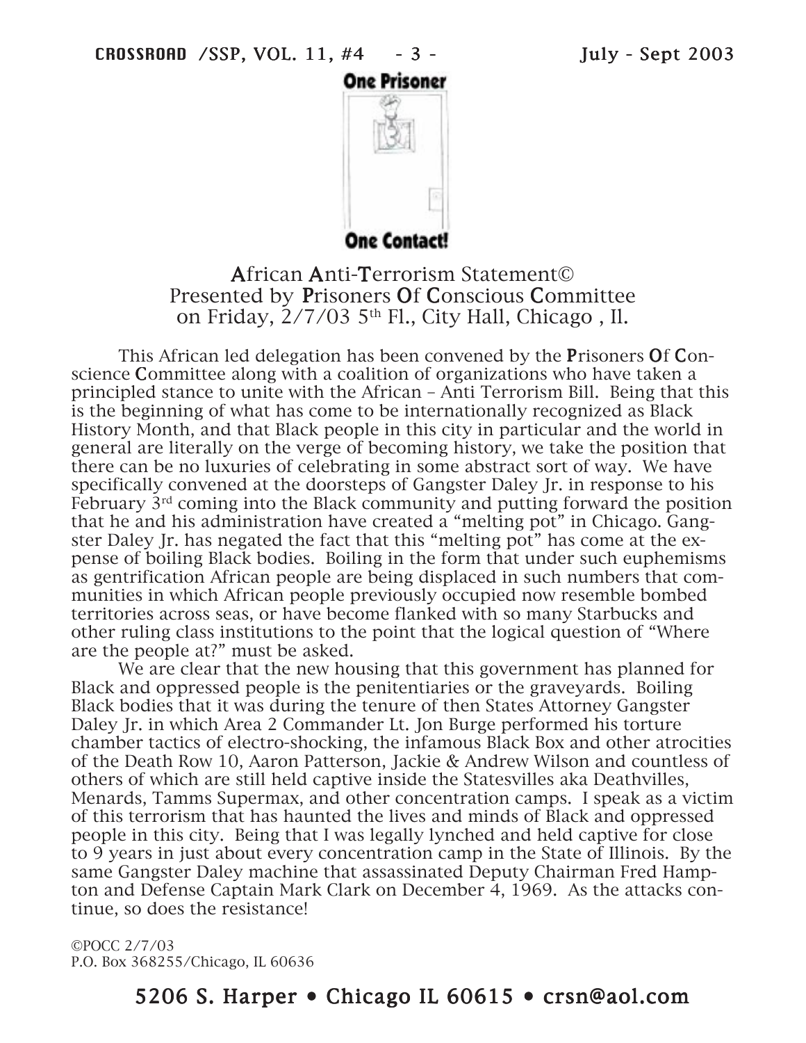**One Prisoner**

**One Contact!**

## **A**frican **A**nti-**T**errorism Statement©
## Presented by **P**risoners **O**f **C**onscious **C**ommittee
## on Friday, 2/7/03 5th Fl., City Hall, Chicago , Il.

This African led delegation has been convened by the **P**risoners **O**f **C**onscience **C**ommittee along with a coalition of organizations who have taken a principled stance to unite with the African – Anti Terrorism Bill. Being that this is the beginning of what has come to be internationally recognized as Black History Month, and that Black people in this city in particular and the world in general are literally on the verge of becoming history, we take the position that there can be no luxuries of celebrating in some abstract sort of way. We have specifically convened at the doorsteps of Gangster Daley Jr. in response to his February 3rd coming into the Black community and putting forward the position that he and his administration have created a "melting pot" in Chicago. Gangster Daley Jr. has negated the fact that this "melting pot" has come at the expense of boiling Black bodies. Boiling in the form that under such euphemisms as gentrification African people are being displaced in such numbers that communities in which African people previously occupied now resemble bombed territories across seas, or have become flanked with so many Starbucks and other ruling class institutions to the point that the logical question of "Where are the people at?" must be asked.

We are clear that the new housing that this government has planned for Black and oppressed people is the penitentiaries or the graveyards. Boiling Black bodies that it was during the tenure of then States Attorney Gangster Daley Jr. in which Area 2 Commander Lt. Jon Burge performed his torture chamber tactics of electro-shocking, the infamous Black Box and other atrocities of the Death Row 10, Aaron Patterson, Jackie & Andrew Wilson and countless of others of which are still held captive inside the Statesvilles aka Deathvilles, Menards, Tamms Supermax, and other concentration camps. I speak as a victim of this terrorism that has haunted the lives and minds of Black and oppressed people in this city. Being that I was legally lynched and held captive for close to 9 years in just about every concentration camp in the State of Illinois. By the same Gangster Daley machine that assassinated Deputy Chairman Fred Hampton and Defense Captain Mark Clark on December 4, 1969. As the attacks continue, so does the resistance!

©POCC 2/7/03
P.O. Box 368255/Chicago, IL 60636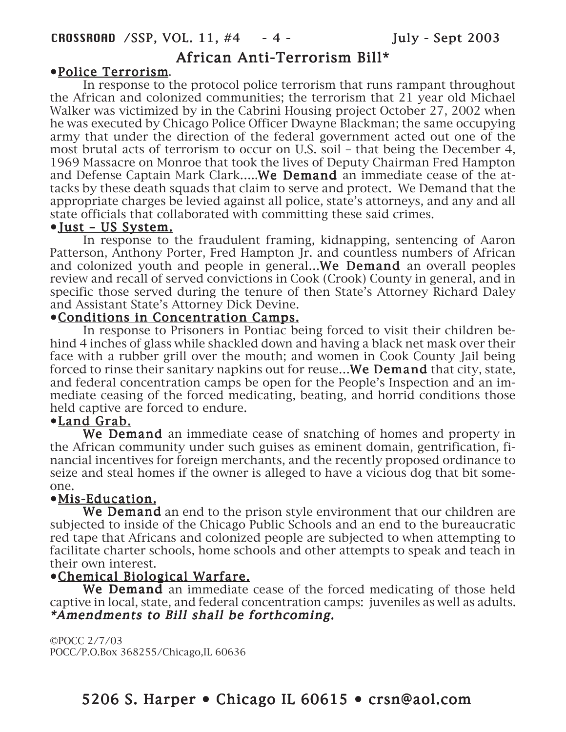## African Anti-Terrorism Bill*

•<u>Police Terrorism</u>.

In response to the protocol police terrorism that runs rampant throughout the African and colonized communities; the terrorism that 21 year old Michael Walker was victimized by in the Cabrini Housing project October 27, 2002 when he was executed by Chicago Police Officer Dwayne Blackman; the same occupying army that under the direction of the federal government acted out one of the most brutal acts of terrorism to occur on U.S. soil – that being the December 4, 1969 Massacre on Monroe that took the lives of Deputy Chairman Fred Hampton and Defense Captain Mark Clark.....**We Demand** an immediate cease of the attacks by these death squads that claim to serve and protect. We Demand that the appropriate charges be levied against all police, state's attorneys, and any and all state officials that collaborated with committing these said crimes.

•<u>Just – US System.</u>

In response to the fraudulent framing, kidnapping, sentencing of Aaron Patterson, Anthony Porter, Fred Hampton Jr. and countless numbers of African and colonized youth and people in general...**We Demand** an overall peoples review and recall of served convictions in Cook (Crook) County in general, and in specific those served during the tenure of then State's Attorney Richard Daley and Assistant State's Attorney Dick Devine.

•<u>Conditions in Concentration Camps.</u>

In response to Prisoners in Pontiac being forced to visit their children behind 4 inches of glass while shackled down and having a black net mask over their face with a rubber grill over the mouth; and women in Cook County Jail being forced to rinse their sanitary napkins out for reuse...**We Demand** that city, state, and federal concentration camps be open for the People's Inspection and an immediate ceasing of the forced medicating, beating, and horrid conditions those held captive are forced to endure.

•<u>Land Grab.</u>

**We Demand** an immediate cease of snatching of homes and property in the African community under such guises as eminent domain, gentrification, financial incentives for foreign merchants, and the recently proposed ordinance to seize and steal homes if the owner is alleged to have a vicious dog that bit someone.

•<u>Mis-Education.</u>

**We Demand** an end to the prison style environment that our children are subjected to inside of the Chicago Public Schools and an end to the bureaucratic red tape that Africans and colonized people are subjected to when attempting to facilitate charter schools, home schools and other attempts to speak and teach in their own interest.

•<u>Chemical Biological Warfare.</u>

**We Demand** an immediate cease of the forced medicating of those held captive in local, state, and federal concentration camps: juveniles as well as adults.

***Amendments to Bill shall be forthcoming.***

©POCC 2/7/03
POCC/P.O.Box 368255/Chicago,IL 60636

5206 S. Harper • Chicago IL 60615 • crsn@aol.com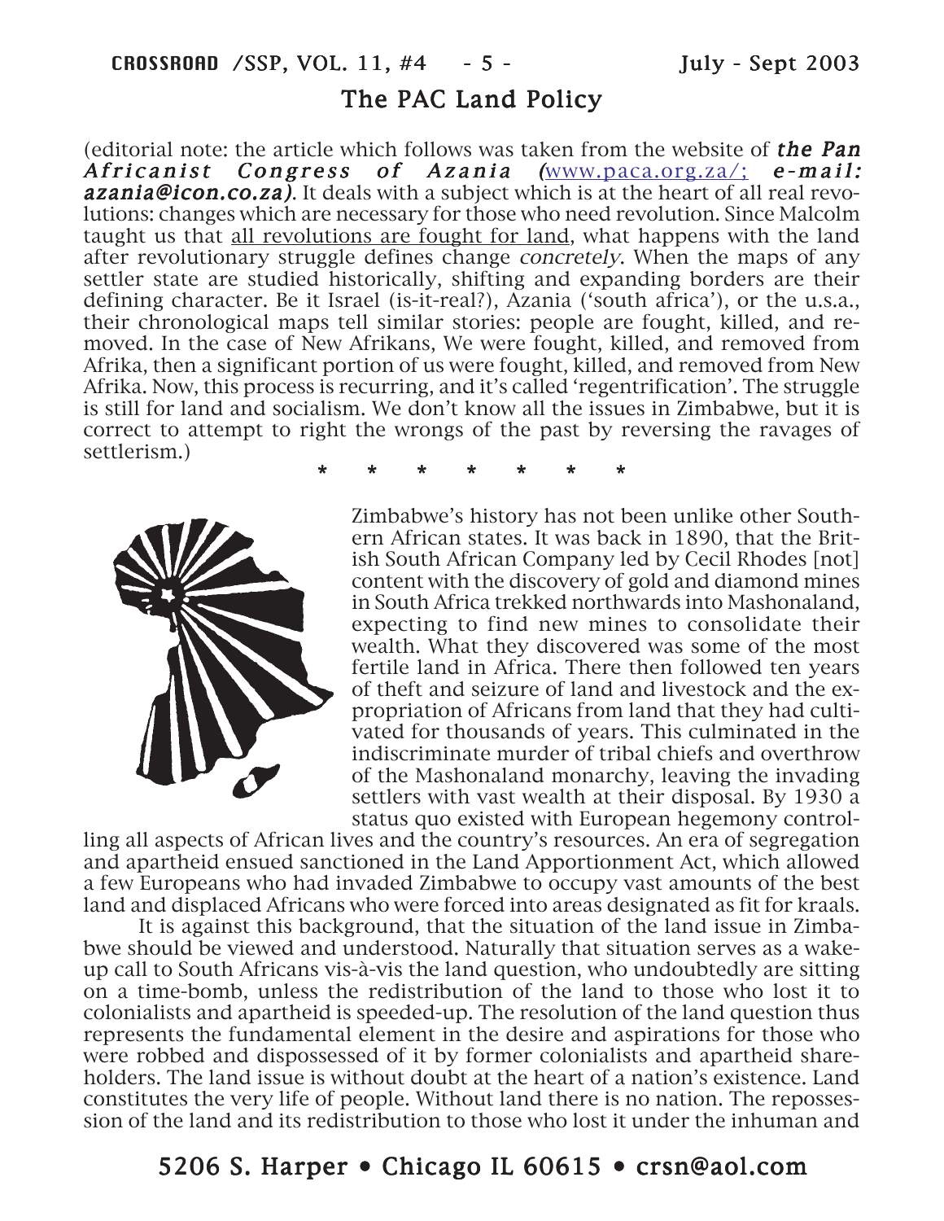# The PAC Land Policy

(editorial note: the article which follows was taken from the website of ***the Pan Africanist Congress of Azania*** *(*www.paca.org.za/; ***e-mail: azania@icon.co.za)***. It deals with a subject which is at the heart of all real revolutions: changes which are necessary for those who need revolution. Since Malcolm taught us that all revolutions are fought for land, what happens with the land after revolutionary struggle defines change *concretely*. When the maps of any settler state are studied historically, shifting and expanding borders are their defining character. Be it Israel (is-it-real?), Azania ('south africa'), or the u.s.a., their chronological maps tell similar stories: people are fought, killed, and removed. In the case of New Afrikans, We were fought, killed, and removed from Afrika, then a significant portion of us were fought, killed, and removed from New Afrika. Now, this process is recurring, and it's called 'regentrification'. The struggle is still for land and socialism. We don't know all the issues in Zimbabwe, but it is correct to attempt to right the wrongs of the past by reversing the ravages of settlerism.)

\* \* \* \* \* \* \*

Zimbabwe's history has not been unlike other Southern African states. It was back in 1890, that the British South African Company led by Cecil Rhodes [not] content with the discovery of gold and diamond mines in South Africa trekked northwards into Mashonaland, expecting to find new mines to consolidate their wealth. What they discovered was some of the most fertile land in Africa. There then followed ten years of theft and seizure of land and livestock and the expropriation of Africans from land that they had cultivated for thousands of years. This culminated in the indiscriminate murder of tribal chiefs and overthrow of the Mashonaland monarchy, leaving the invading settlers with vast wealth at their disposal. By 1930 a status quo existed with European hegemony controlling all aspects of African lives and the country's resources. An era of segregation and apartheid ensued sanctioned in the Land Apportionment Act, which allowed a few Europeans who had invaded Zimbabwe to occupy vast amounts of the best land and displaced Africans who were forced into areas designated as fit for kraals.

It is against this background, that the situation of the land issue in Zimbabwe should be viewed and understood. Naturally that situation serves as a wake-up call to South Africans vis-à-vis the land question, who undoubtedly are sitting on a time-bomb, unless the redistribution of the land to those who lost it to colonialists and apartheid is speeded-up. The resolution of the land question thus represents the fundamental element in the desire and aspirations for those who were robbed and dispossessed of it by former colonialists and apartheid shareholders. The land issue is without doubt at the heart of a nation's existence. Land constitutes the very life of people. Without land there is no nation. The repossession of the land and its redistribution to those who lost it under the inhuman and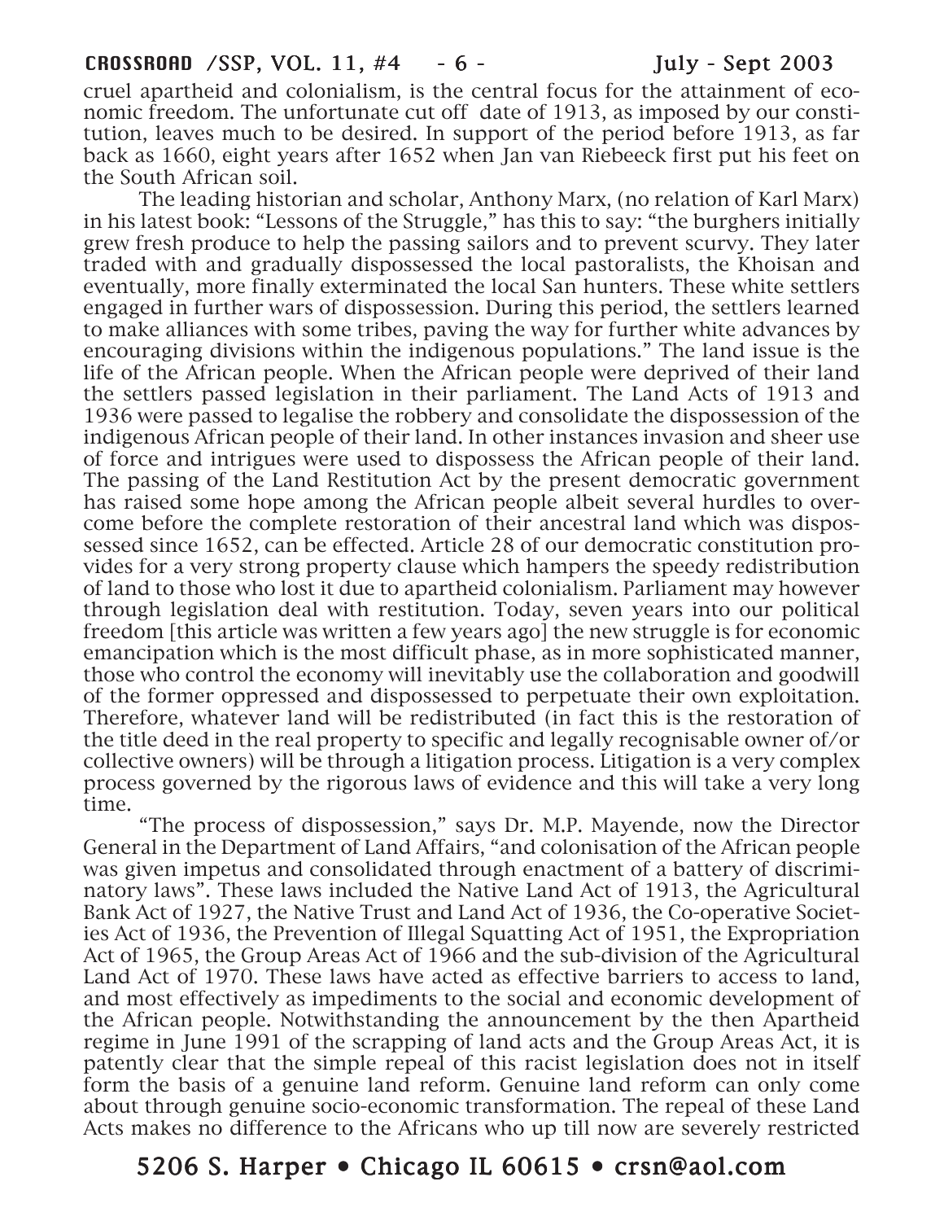cruel apartheid and colonialism, is the central focus for the attainment of economic freedom. The unfortunate cut off date of 1913, as imposed by our constitution, leaves much to be desired. In support of the period before 1913, as far back as 1660, eight years after 1652 when Jan van Riebeeck first put his feet on the South African soil.

The leading historian and scholar, Anthony Marx, (no relation of Karl Marx) in his latest book: "Lessons of the Struggle," has this to say: "the burghers initially grew fresh produce to help the passing sailors and to prevent scurvy. They later traded with and gradually dispossessed the local pastoralists, the Khoisan and eventually, more finally exterminated the local San hunters. These white settlers engaged in further wars of dispossession. During this period, the settlers learned to make alliances with some tribes, paving the way for further white advances by encouraging divisions within the indigenous populations." The land issue is the life of the African people. When the African people were deprived of their land the settlers passed legislation in their parliament. The Land Acts of 1913 and 1936 were passed to legalise the robbery and consolidate the dispossession of the indigenous African people of their land. In other instances invasion and sheer use of force and intrigues were used to dispossess the African people of their land. The passing of the Land Restitution Act by the present democratic government has raised some hope among the African people albeit several hurdles to overcome before the complete restoration of their ancestral land which was dispossessed since 1652, can be effected. Article 28 of our democratic constitution provides for a very strong property clause which hampers the speedy redistribution of land to those who lost it due to apartheid colonialism. Parliament may however through legislation deal with restitution. Today, seven years into our political freedom [this article was written a few years ago] the new struggle is for economic emancipation which is the most difficult phase, as in more sophisticated manner, those who control the economy will inevitably use the collaboration and goodwill of the former oppressed and dispossessed to perpetuate their own exploitation. Therefore, whatever land will be redistributed (in fact this is the restoration of the title deed in the real property to specific and legally recognisable owner of/or collective owners) will be through a litigation process. Litigation is a very complex process governed by the rigorous laws of evidence and this will take a very long time.

"The process of dispossession," says Dr. M.P. Mayende, now the Director General in the Department of Land Affairs, "and colonisation of the African people was given impetus and consolidated through enactment of a battery of discriminatory laws". These laws included the Native Land Act of 1913, the Agricultural Bank Act of 1927, the Native Trust and Land Act of 1936, the Co-operative Societies Act of 1936, the Prevention of Illegal Squatting Act of 1951, the Expropriation Act of 1965, the Group Areas Act of 1966 and the sub-division of the Agricultural Land Act of 1970. These laws have acted as effective barriers to access to land, and most effectively as impediments to the social and economic development of the African people. Notwithstanding the announcement by the then Apartheid regime in June 1991 of the scrapping of land acts and the Group Areas Act, it is patently clear that the simple repeal of this racist legislation does not in itself form the basis of a genuine land reform. Genuine land reform can only come about through genuine socio-economic transformation. The repeal of these Land Acts makes no difference to the Africans who up till now are severely restricted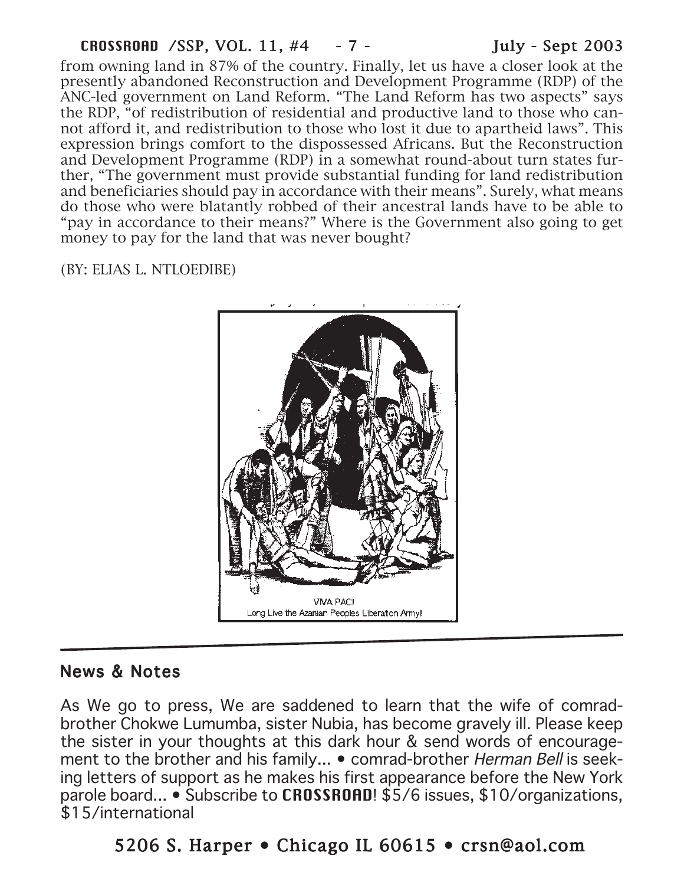from owning land in 87% of the country. Finally, let us have a closer look at the presently abandoned Reconstruction and Development Programme (RDP) of the ANC-led government on Land Reform. "The Land Reform has two aspects" says the RDP, "of redistribution of residential and productive land to those who cannot afford it, and redistribution to those who lost it due to apartheid laws". This expression brings comfort to the dispossessed Africans. But the Reconstruction and Development Programme (RDP) in a somewhat round-about turn states further, "The government must provide substantial funding for land redistribution and beneficiaries should pay in accordance with their means". Surely, what means do those who were blatantly robbed of their ancestral lands have to be able to "pay in accordance to their means?" Where is the Government also going to get money to pay for the land that was never bought?

(BY: ELIAS L. NTLOEDIBE)

VIVA PAC!
Long Live the Azanian Peoples Liberation Army!

## News & Notes

As We go to press, We are saddened to learn that the wife of comrad-brother Chokwe Lumumba, sister Nubia, has become gravely ill. Please keep the sister in your thoughts at this dark hour & send words of encouragement to the brother and his family... • comrad-brother *Herman Bell* is seeking letters of support as he makes his first appearance before the New York parole board... • Subscribe to **CROSSROAD**! $5/6 issues, $10/organizations, $15/international

**5206 S. Harper • Chicago IL 60615 • crsn@aol.com**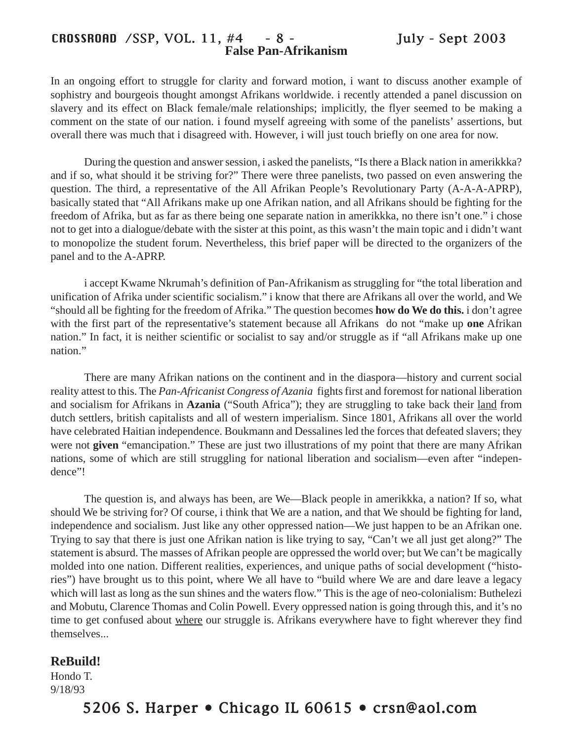# False Pan-Afrikanism

In an ongoing effort to struggle for clarity and forward motion, i want to discuss another example of sophistry and bourgeois thought amongst Afrikans worldwide. i recently attended a panel discussion on slavery and its effect on Black female/male relationships; implicitly, the flyer seemed to be making a comment on the state of our nation. i found myself agreeing with some of the panelists' assertions, but overall there was much that i disagreed with. However, i will just touch briefly on one area for now.

During the question and answer session, i asked the panelists, "Is there a Black nation in amerikkka? and if so, what should it be striving for?" There were three panelists, two passed on even answering the question. The third, a representative of the All Afrikan People's Revolutionary Party (A-A-A-APRP), basically stated that "All Afrikans make up one Afrikan nation, and all Afrikans should be fighting for the freedom of Afrika, but as far as there being one separate nation in amerikkka, no there isn't one." i chose not to get into a dialogue/debate with the sister at this point, as this wasn't the main topic and i didn't want to monopolize the student forum. Nevertheless, this brief paper will be directed to the organizers of the panel and to the A-APRP.

i accept Kwame Nkrumah's definition of Pan-Afrikanism as struggling for "the total liberation and unification of Afrika under scientific socialism." i know that there are Afrikans all over the world, and We "should all be fighting for the freedom of Afrika." The question becomes **how do We do this.** i don't agree with the first part of the representative's statement because all Afrikans do not "make up **one** Afrikan nation." In fact, it is neither scientific or socialist to say and/or struggle as if "all Afrikans make up one nation."

There are many Afrikan nations on the continent and in the diaspora—history and current social reality attest to this. The *Pan-Africanist Congress of Azania* fights first and foremost for national liberation and socialism for Afrikans in **Azania** ("South Africa"); they are struggling to take back their land from dutch settlers, british capitalists and all of western imperialism. Since 1801, Afrikans all over the world have celebrated Haitian independence. Boukmann and Dessalines led the forces that defeated slavers; they were not **given** "emancipation." These are just two illustrations of my point that there are many Afrikan nations, some of which are still struggling for national liberation and socialism—even after "independence"!

The question is, and always has been, are We—Black people in amerikkka, a nation? If so, what should We be striving for? Of course, i think that We are a nation, and that We should be fighting for land, independence and socialism. Just like any other oppressed nation—We just happen to be an Afrikan one. Trying to say that there is just one Afrikan nation is like trying to say, "Can't we all just get along?" The statement is absurd. The masses of Afrikan people are oppressed the world over; but We can't be magically molded into one nation. Different realities, experiences, and unique paths of social development ("histories") have brought us to this point, where We all have to "build where We are and dare leave a legacy which will last as long as the sun shines and the waters flow." This is the age of neo-colonialism: Buthelezi and Mobutu, Clarence Thomas and Colin Powell. Every oppressed nation is going through this, and it's no time to get confused about where our struggle is. Afrikans everywhere have to fight wherever they find themselves...

**ReBuild!**

Hondo T.
9/18/93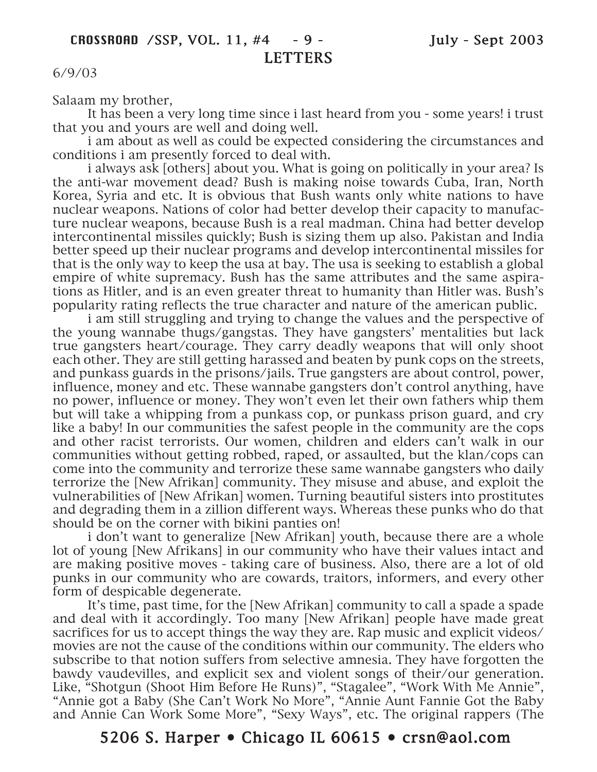## LETTERS

6/9/03

Salaam my brother,

It has been a very long time since i last heard from you - some years! i trust that you and yours are well and doing well.

i am about as well as could be expected considering the circumstances and conditions i am presently forced to deal with.

i always ask [others] about you. What is going on politically in your area? Is the anti-war movement dead? Bush is making noise towards Cuba, Iran, North Korea, Syria and etc. It is obvious that Bush wants only white nations to have nuclear weapons. Nations of color had better develop their capacity to manufacture nuclear weapons, because Bush is a real madman. China had better develop intercontinental missiles quickly; Bush is sizing them up also. Pakistan and India better speed up their nuclear programs and develop intercontinental missiles for that is the only way to keep the usa at bay. The usa is seeking to establish a global empire of white supremacy. Bush has the same attributes and the same aspirations as Hitler, and is an even greater threat to humanity than Hitler was. Bush's popularity rating reflects the true character and nature of the american public.

i am still struggling and trying to change the values and the perspective of the young wannabe thugs/gangstas. They have gangsters' mentalities but lack true gangsters heart/courage. They carry deadly weapons that will only shoot each other. They are still getting harassed and beaten by punk cops on the streets, and punkass guards in the prisons/jails. True gangsters are about control, power, influence, money and etc. These wannabe gangsters don't control anything, have no power, influence or money. They won't even let their own fathers whip them but will take a whipping from a punkass cop, or punkass prison guard, and cry like a baby! In our communities the safest people in the community are the cops and other racist terrorists. Our women, children and elders can't walk in our communities without getting robbed, raped, or assaulted, but the klan/cops can come into the community and terrorize these same wannabe gangsters who daily terrorize the [New Afrikan] community. They misuse and abuse, and exploit the vulnerabilities of [New Afrikan] women. Turning beautiful sisters into prostitutes and degrading them in a zillion different ways. Whereas these punks who do that should be on the corner with bikini panties on!

i don't want to generalize [New Afrikan] youth, because there are a whole lot of young [New Afrikans] in our community who have their values intact and are making positive moves - taking care of business. Also, there are a lot of old punks in our community who are cowards, traitors, informers, and every other form of despicable degenerate.

It's time, past time, for the [New Afrikan] community to call a spade a spade and deal with it accordingly. Too many [New Afrikan] people have made great sacrifices for us to accept things the way they are. Rap music and explicit videos/movies are not the cause of the conditions within our community. The elders who subscribe to that notion suffers from selective amnesia. They have forgotten the bawdy vaudevilles, and explicit sex and violent songs of their/our generation. Like, "Shotgun (Shoot Him Before He Runs)", "Stagalee", "Work With Me Annie", "Annie got a Baby (She Can't Work No More", "Annie Aunt Fannie Got the Baby and Annie Can Work Some More", "Sexy Ways", etc. The original rappers (The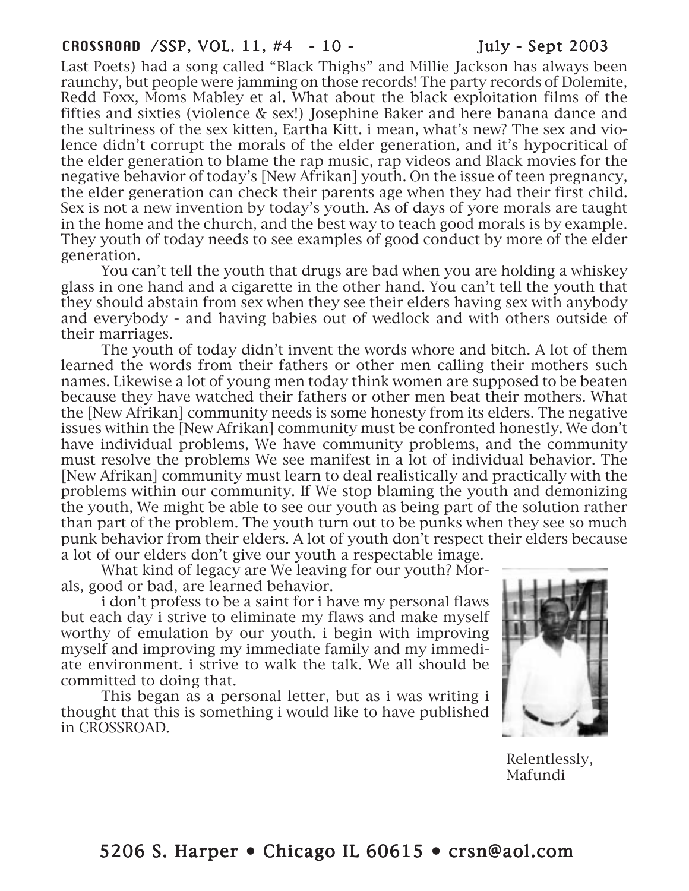Last Poets) had a song called "Black Thighs" and Millie Jackson has always been raunchy, but people were jamming on those records! The party records of Dolemite, Redd Foxx, Moms Mabley et al. What about the black exploitation films of the fifties and sixties (violence & sex!) Josephine Baker and here banana dance and the sultriness of the sex kitten, Eartha Kitt. i mean, what's new? The sex and violence didn't corrupt the morals of the elder generation, and it's hypocritical of the elder generation to blame the rap music, rap videos and Black movies for the negative behavior of today's [New Afrikan] youth. On the issue of teen pregnancy, the elder generation can check their parents age when they had their first child. Sex is not a new invention by today's youth. As of days of yore morals are taught in the home and the church, and the best way to teach good morals is by example. They youth of today needs to see examples of good conduct by more of the elder generation.

You can't tell the youth that drugs are bad when you are holding a whiskey glass in one hand and a cigarette in the other hand. You can't tell the youth that they should abstain from sex when they see their elders having sex with anybody and everybody - and having babies out of wedlock and with others outside of their marriages.

The youth of today didn't invent the words whore and bitch. A lot of them learned the words from their fathers or other men calling their mothers such names. Likewise a lot of young men today think women are supposed to be beaten because they have watched their fathers or other men beat their mothers. What the [New Afrikan] community needs is some honesty from its elders. The negative issues within the [New Afrikan] community must be confronted honestly. We don't have individual problems, We have community problems, and the community must resolve the problems We see manifest in a lot of individual behavior. The [New Afrikan] community must learn to deal realistically and practically with the problems within our community. If We stop blaming the youth and demonizing the youth, We might be able to see our youth as being part of the solution rather than part of the problem. The youth turn out to be punks when they see so much punk behavior from their elders. A lot of youth don't respect their elders because a lot of our elders don't give our youth a respectable image.

What kind of legacy are We leaving for our youth? Morals, good or bad, are learned behavior.

i don't profess to be a saint for i have my personal flaws but each day i strive to eliminate my flaws and make myself worthy of emulation by our youth. i begin with improving myself and improving my immediate family and my immediate environment. i strive to walk the talk. We all should be committed to doing that.

This began as a personal letter, but as i was writing i thought that this is something i would like to have published in CROSSROAD.

Relentlessly,
Mafundi

5206 S. Harper • Chicago IL 60615 • crsn@aol.com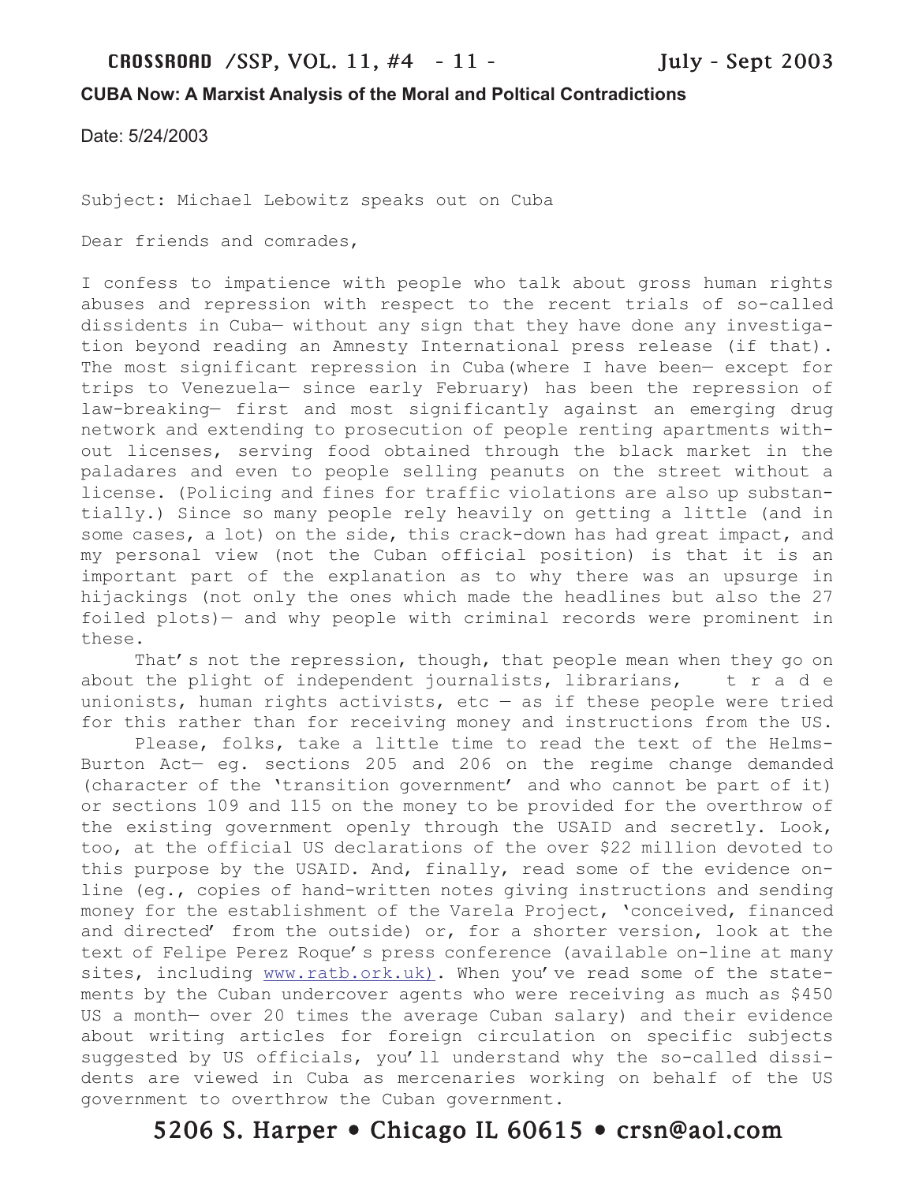**CUBA Now: A Marxist Analysis of the Moral and Poltical Contradictions**

Date: 5/24/2003

Subject: Michael Lebowitz speaks out on Cuba

Dear friends and comrades,

I confess to impatience with people who talk about gross human rights abuses and repression with respect to the recent trials of so-called dissidents in Cuba— without any sign that they have done any investigation beyond reading an Amnesty International press release (if that). The most significant repression in Cuba(where I have been— except for trips to Venezuela— since early February) has been the repression of law-breaking— first and most significantly against an emerging drug network and extending to prosecution of people renting apartments without licenses, serving food obtained through the black market in the paladares and even to people selling peanuts on the street without a license. (Policing and fines for traffic violations are also up substantially.) Since so many people rely heavily on getting a little (and in some cases, a lot) on the side, this crack-down has had great impact, and my personal view (not the Cuban official position) is that it is an important part of the explanation as to why there was an upsurge in hijackings (not only the ones which made the headlines but also the 27 foiled plots)— and why people with criminal records were prominent in these.

That's not the repression, though, that people mean when they go on about the plight of independent journalists, librarians, trade unionists, human rights activists, etc — as if these people were tried for this rather than for receiving money and instructions from the US.

Please, folks, take a little time to read the text of the Helms-Burton Act— eg. sections 205 and 206 on the regime change demanded (character of the 'transition government' and who cannot be part of it) or sections 109 and 115 on the money to be provided for the overthrow of the existing government openly through the USAID and secretly. Look, too, at the official US declarations of the over $22 million devoted to this purpose by the USAID. And, finally, read some of the evidence on-line (eg., copies of hand-written notes giving instructions and sending money for the establishment of the Varela Project, 'conceived, financed and directed' from the outside) or, for a shorter version, look at the text of Felipe Perez Roque's press conference (available on-line at many sites, including www.ratb.ork.uk). When you've read some of the statements by the Cuban undercover agents who were receiving as much as $450 US a month— over 20 times the average Cuban salary) and their evidence about writing articles for foreign circulation on specific subjects suggested by US officials, you'll understand why the so-called dissidents are viewed in Cuba as mercenaries working on behalf of the US government to overthrow the Cuban government.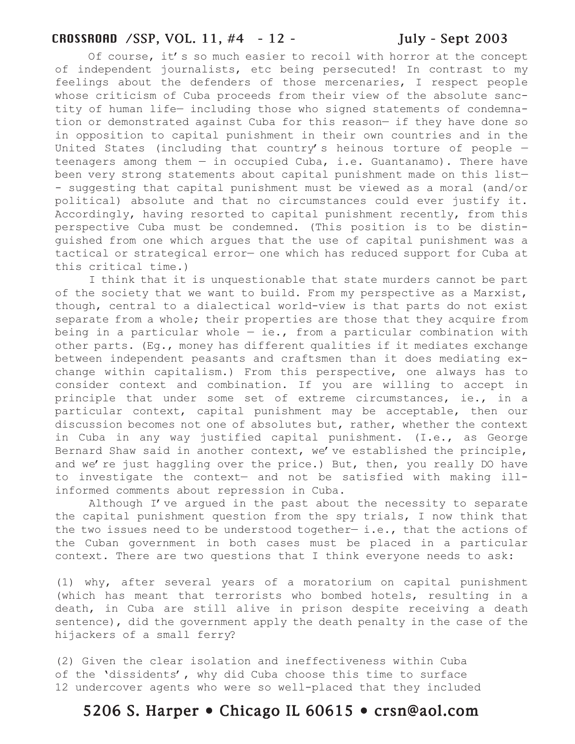Of course, it's so much easier to recoil with horror at the concept of independent journalists, etc being persecuted! In contrast to my feelings about the defenders of those mercenaries, I respect people whose criticism of Cuba proceeds from their view of the absolute sanctity of human life— including those who signed statements of condemnation or demonstrated against Cuba for this reason— if they have done so in opposition to capital punishment in their own countries and in the United States (including that country's heinous torture of people — teenagers among them — in occupied Cuba, i.e. Guantanamo). There have been very strong statements about capital punishment made on this list—- suggesting that capital punishment must be viewed as a moral (and/or political) absolute and that no circumstances could ever justify it. Accordingly, having resorted to capital punishment recently, from this perspective Cuba must be condemned. (This position is to be distinguished from one which argues that the use of capital punishment was a tactical or strategical error— one which has reduced support for Cuba at this critical time.)

I think that it is unquestionable that state murders cannot be part of the society that we want to build. From my perspective as a Marxist, though, central to a dialectical world-view is that parts do not exist separate from a whole; their properties are those that they acquire from being in a particular whole — ie., from a particular combination with other parts. (Eg., money has different qualities if it mediates exchange between independent peasants and craftsmen than it does mediating exchange within capitalism.) From this perspective, one always has to consider context and combination. If you are willing to accept in principle that under some set of extreme circumstances, ie., in a particular context, capital punishment may be acceptable, then our discussion becomes not one of absolutes but, rather, whether the context in Cuba in any way justified capital punishment. (I.e., as George Bernard Shaw said in another context, we've established the principle, and we're just haggling over the price.) But, then, you really DO have to investigate the context— and not be satisfied with making ill-informed comments about repression in Cuba.

Although I've argued in the past about the necessity to separate the capital punishment question from the spy trials, I now think that the two issues need to be understood together— i.e., that the actions of the Cuban government in both cases must be placed in a particular context. There are two questions that I think everyone needs to ask:

(1) why, after several years of a moratorium on capital punishment (which has meant that terrorists who bombed hotels, resulting in a death, in Cuba are still alive in prison despite receiving a death sentence), did the government apply the death penalty in the case of the hijackers of a small ferry?

(2) Given the clear isolation and ineffectiveness within Cuba of the 'dissidents', why did Cuba choose this time to surface 12 undercover agents who were so well-placed that they included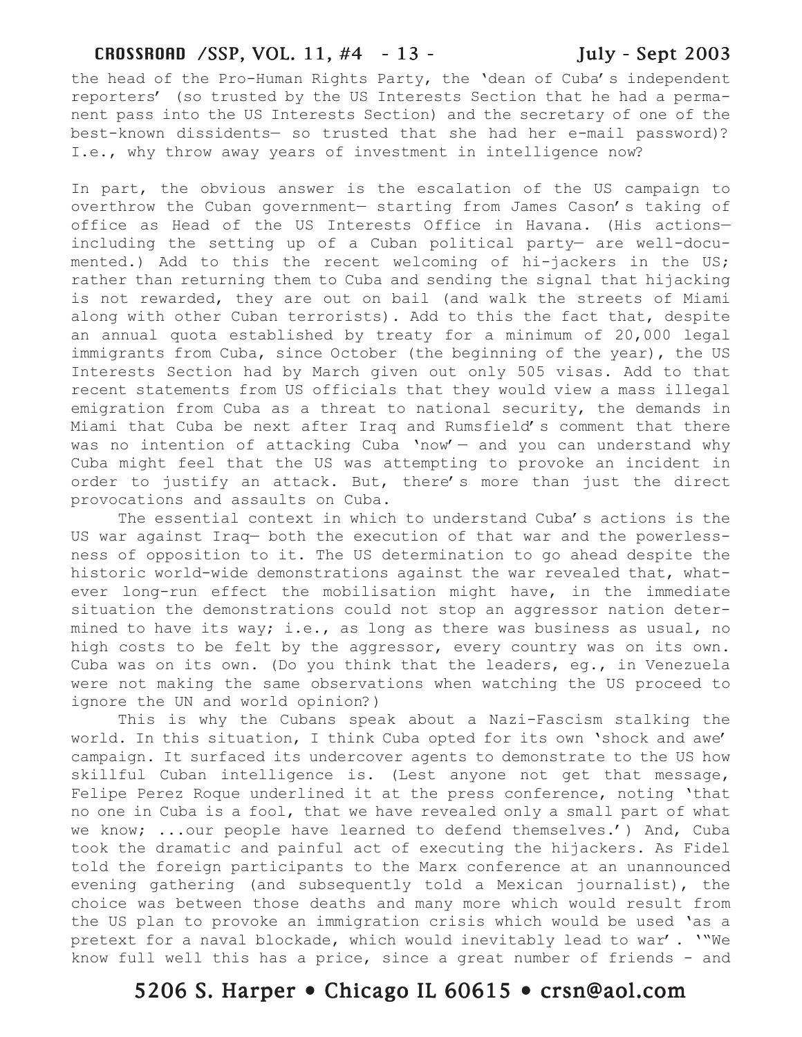the head of the Pro-Human Rights Party, the 'dean of Cuba's independent reporters' (so trusted by the US Interests Section that he had a permanent pass into the US Interests Section) and the secretary of one of the best-known dissidents— so trusted that she had her e-mail password)? I.e., why throw away years of investment in intelligence now?

In part, the obvious answer is the escalation of the US campaign to overthrow the Cuban government— starting from James Cason's taking of office as Head of the US Interests Office in Havana. (His actions— including the setting up of a Cuban political party— are well-documented.) Add to this the recent welcoming of hi-jackers in the US; rather than returning them to Cuba and sending the signal that hijacking is not rewarded, they are out on bail (and walk the streets of Miami along with other Cuban terrorists). Add to this the fact that, despite an annual quota established by treaty for a minimum of 20,000 legal immigrants from Cuba, since October (the beginning of the year), the US Interests Section had by March given out only 505 visas. Add to that recent statements from US officials that they would view a mass illegal emigration from Cuba as a threat to national security, the demands in Miami that Cuba be next after Iraq and Rumsfeld's comment that there was no intention of attacking Cuba 'now'— and you can understand why Cuba might feel that the US was attempting to provoke an incident in order to justify an attack. But, there's more than just the direct provocations and assaults on Cuba.

The essential context in which to understand Cuba's actions is the US war against Iraq— both the execution of that war and the powerlessness of opposition to it. The US determination to go ahead despite the historic world-wide demonstrations against the war revealed that, whatever long-run effect the mobilisation might have, in the immediate situation the demonstrations could not stop an aggressor nation determined to have its way; i.e., as long as there was business as usual, no high costs to be felt by the aggressor, every country was on its own. Cuba was on its own. (Do you think that the leaders, eg., in Venezuela were not making the same observations when watching the US proceed to ignore the UN and world opinion?)

This is why the Cubans speak about a Nazi-Fascism stalking the world. In this situation, I think Cuba opted for its own 'shock and awe' campaign. It surfaced its undercover agents to demonstrate to the US how skillful Cuban intelligence is. (Lest anyone not get that message, Felipe Perez Roque underlined it at the press conference, noting 'that no one in Cuba is a fool, that we have revealed only a small part of what we know; ...our people have learned to defend themselves.') And, Cuba took the dramatic and painful act of executing the hijackers. As Fidel told the foreign participants to the Marx conference at an unannounced evening gathering (and subsequently told a Mexican journalist), the choice was between those deaths and many more which would result from the US plan to provoke an immigration crisis which would be used 'as a pretext for a naval blockade, which would inevitably lead to war'. '"We know full well this has a price, since a great number of friends - and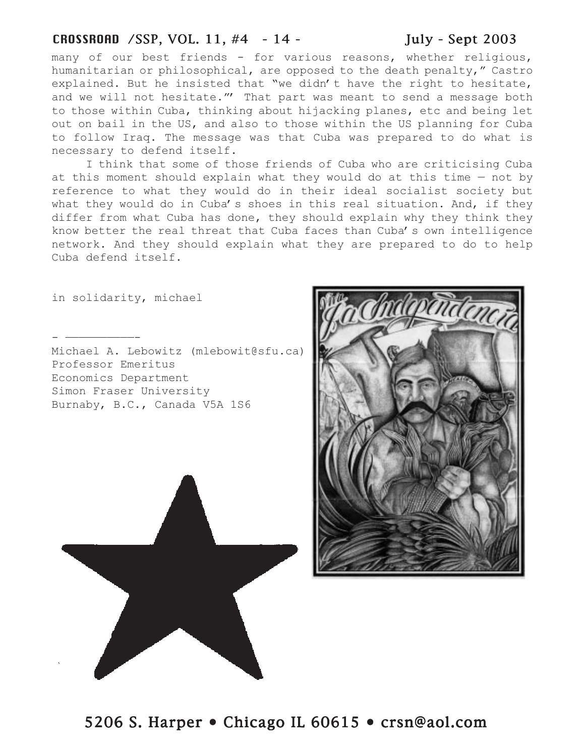many of our best friends - for various reasons, whether religious, humanitarian or philosophical, are opposed to the death penalty," Castro explained. But he insisted that "we didn't have the right to hesitate, and we will not hesitate."' That part was meant to send a message both to those within Cuba, thinking about hijacking planes, etc and being let out on bail in the US, and also to those within the US planning for Cuba to follow Iraq. The message was that Cuba was prepared to do what is necessary to defend itself.

I think that some of those friends of Cuba who are criticising Cuba at this moment should explain what they would do at this time — not by reference to what they would do in their ideal socialist society but what they would do in Cuba's shoes in this real situation. And, if they differ from what Cuba has done, they should explain why they think they know better the real threat that Cuba faces than Cuba's own intelligence network. And they should explain what they are prepared to do to help Cuba defend itself.

in solidarity, michael

- ——————-

Michael A. Lebowitz (mlebowit@sfu.ca)
Professor Emeritus
Economics Department
Simon Fraser University
Burnaby, B.C., Canada V5A 1S6

5206 S. Harper • Chicago IL 60615 • crsn@aol.com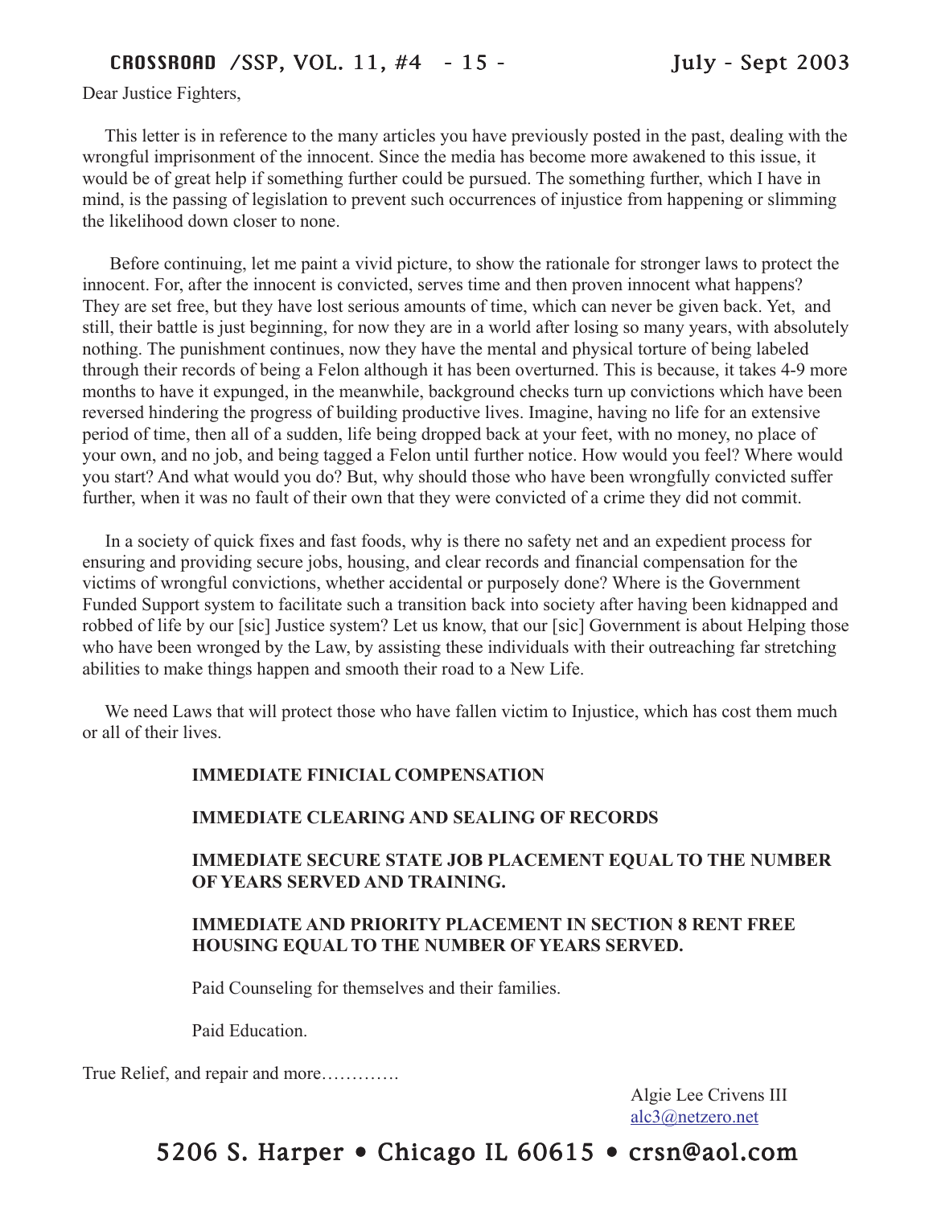Dear Justice Fighters,

This letter is in reference to the many articles you have previously posted in the past, dealing with the wrongful imprisonment of the innocent. Since the media has become more awakened to this issue, it would be of great help if something further could be pursued. The something further, which I have in mind, is the passing of legislation to prevent such occurrences of injustice from happening or slimming the likelihood down closer to none.

Before continuing, let me paint a vivid picture, to show the rationale for stronger laws to protect the innocent. For, after the innocent is convicted, serves time and then proven innocent what happens? They are set free, but they have lost serious amounts of time, which can never be given back. Yet, and still, their battle is just beginning, for now they are in a world after losing so many years, with absolutely nothing. The punishment continues, now they have the mental and physical torture of being labeled through their records of being a Felon although it has been overturned. This is because, it takes 4-9 more months to have it expunged, in the meanwhile, background checks turn up convictions which have been reversed hindering the progress of building productive lives. Imagine, having no life for an extensive period of time, then all of a sudden, life being dropped back at your feet, with no money, no place of your own, and no job, and being tagged a Felon until further notice. How would you feel? Where would you start? And what would you do? But, why should those who have been wrongfully convicted suffer further, when it was no fault of their own that they were convicted of a crime they did not commit.

In a society of quick fixes and fast foods, why is there no safety net and an expedient process for ensuring and providing secure jobs, housing, and clear records and financial compensation for the victims of wrongful convictions, whether accidental or purposely done? Where is the Government Funded Support system to facilitate such a transition back into society after having been kidnapped and robbed of life by our [sic] Justice system? Let us know, that our [sic] Government is about Helping those who have been wronged by the Law, by assisting these individuals with their outreaching far stretching abilities to make things happen and smooth their road to a New Life.

We need Laws that will protect those who have fallen victim to Injustice, which has cost them much or all of their lives.

**IMMEDIATE FINICIAL COMPENSATION**

**IMMEDIATE CLEARING AND SEALING OF RECORDS**

**IMMEDIATE SECURE STATE JOB PLACEMENT EQUAL TO THE NUMBER OF YEARS SERVED AND TRAINING.**

**IMMEDIATE AND PRIORITY PLACEMENT IN SECTION 8 RENT FREE HOUSING EQUAL TO THE NUMBER OF YEARS SERVED.**

Paid Counseling for themselves and their families.

Paid Education.

True Relief, and repair and more………….

Algie Lee Crivens III
alc3@netzero.net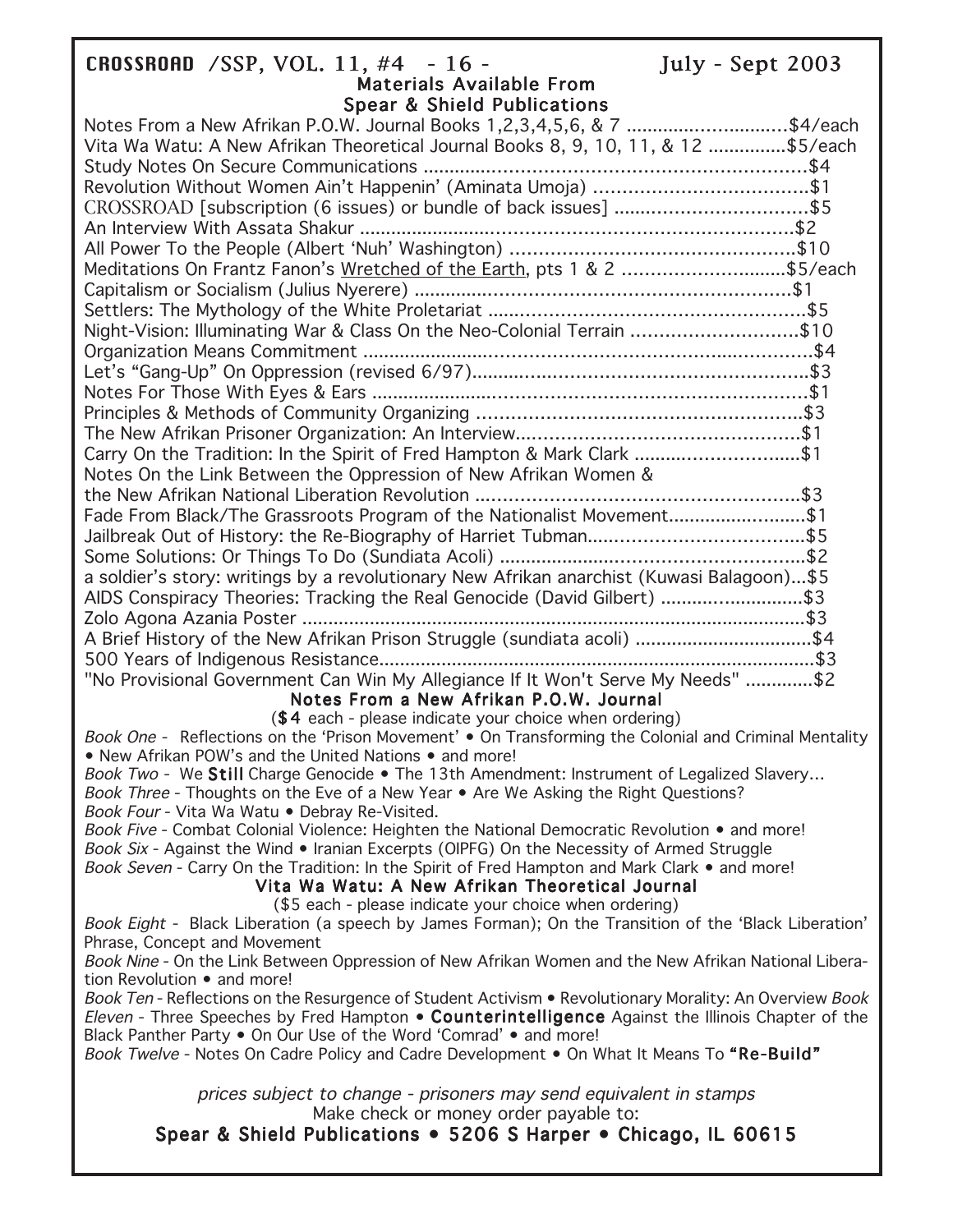## Materials Available From Spear & Shield Publications

Notes From a New Afrikan P.O.W. Journal Books 1,2,3,4,5,6, & 7 ..............................$4/each
Vita Wa Watu: A New Afrikan Theoretical Journal Books 8, 9, 10, 11, & 12 ...............$5/each
Study Notes On Secure Communications .....................................................................$4
Revolution Without Women Ain't Happenin' (Aminata Umoja) .....................................$1
CROSSROAD [subscription (6 issues) or bundle of back issues] ..................................$5
An Interview With Assata Shakur ...............................................................................$2
All Power To the People (Albert 'Nuh' Washington) ..................................................$10
Meditations On Frantz Fanon's Wretched of the Earth, pts 1 & 2 .............................$5/each
Capitalism or Socialism (Julius Nyerere) ....................................................................$1
Settlers: The Mythology of the White Proletariat ........................................................$5
Night-Vision: Illuminating War & Class On the Neo-Colonial Terrain .............................$10
Organization Means Commitment ...............................................................................$4
Let's "Gang-Up" On Oppression (revised 6/97)..............................................................$3
Notes For Those With Eyes & Ears ..............................................................................$1
Principles & Methods of Community Organizing ..........................................................$3
The New Afrikan Prisoner Organization: An Interview...................................................$1
Carry On the Tradition: In the Spirit of Fred Hampton & Mark Clark ..............................$1
Notes On the Link Between the Oppression of New Afrikan Women & the New Afrikan National Liberation Revolution ........................................................$3
Fade From Black/The Grassroots Program of the Nationalist Movement..........................$1
Jailbreak Out of History: the Re-Biography of Harriet Tubman.......................................$5
Some Solutions: Or Things To Do (Sundiata Acoli) .......................................................$2
a soldier's story: writings by a revolutionary New Afrikan anarchist (Kuwasi Balagoon)...$5
AIDS Conspiracy Theories: Tracking the Real Genocide (David Gilbert) ...........................$3
Zolo Agona Azania Poster ..........................................................................................$3
A Brief History of the New Afrikan Prison Struggle (sundiata acoli) .................................$4
500 Years of Indigenous Resistance...............................................................................$3
"No Provisional Government Can Win My Allegiance If It Won't Serve My Needs" .............$2

### Notes From a New Afrikan P.O.W. Journal

(**$4** each - please indicate your choice when ordering)

*Book One* - Reflections on the 'Prison Movement' • On Transforming the Colonial and Criminal Mentality • New Afrikan POW's and the United Nations • and more!
*Book Two* - We **Still** Charge Genocide • The 13th Amendment: Instrument of Legalized Slavery...
*Book Three* - Thoughts on the Eve of a New Year • Are We Asking the Right Questions?
*Book Four* - Vita Wa Watu • Debray Re-Visited.
*Book Five* - Combat Colonial Violence: Heighten the National Democratic Revolution • and more!
*Book Six* - Against the Wind • Iranian Excerpts (OIPFG) On the Necessity of Armed Struggle
*Book Seven* - Carry On the Tradition: In the Spirit of Fred Hampton and Mark Clark • and more!

### Vita Wa Watu: A New Afrikan Theoretical Journal

($5 each - please indicate your choice when ordering)

*Book Eight* - Black Liberation (a speech by James Forman); On the Transition of the 'Black Liberation' Phrase, Concept and Movement
*Book Nine* - On the Link Between Oppression of New Afrikan Women and the New Afrikan National Liberation Revolution • and more!
*Book Ten* - Reflections on the Resurgence of Student Activism • Revolutionary Morality: An Overview *Book Eleven* - Three Speeches by Fred Hampton • **Counterintelligence** Against the Illinois Chapter of the Black Panther Party • On Our Use of the Word 'Comrade' • and more!
*Book Twelve* - Notes On Cadre Policy and Cadre Development • On What It Means To **"Re-Build"**

*prices subject to change - prisoners may send equivalent in stamps*
Make check or money order payable to:
**Spear & Shield Publications • 5206 S Harper • Chicago, IL 60615**